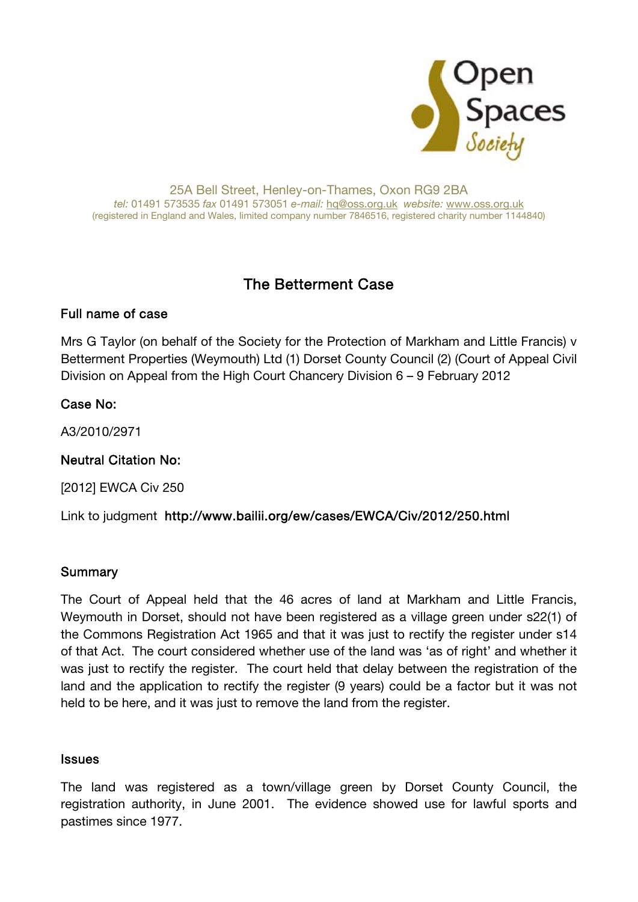Open Spaces Society

25A Bell Street, Henley-on-Thames, Oxon RG9 2BA
*tel:* 01491 573535 *fax* 01491 573051 *e-mail:* hq@oss.org.uk *website:* www.oss.org.uk
(registered in England and Wales, limited company number 7846516, registered charity number 1144840)

# The Betterment Case

## Full name of case

Mrs G Taylor (on behalf of the Society for the Protection of Markham and Little Francis) v Betterment Properties (Weymouth) Ltd (1) Dorset County Council (2) (Court of Appeal Civil Division on Appeal from the High Court Chancery Division 6 – 9 February 2012

## Case No:

A3/2010/2971

## Neutral Citation No:

[2012] EWCA Civ 250

Link to judgment **http://www.bailii.org/ew/cases/EWCA/Civ/2012/250.html**

## Summary

The Court of Appeal held that the 46 acres of land at Markham and Little Francis, Weymouth in Dorset, should not have been registered as a village green under s22(1) of the Commons Registration Act 1965 and that it was just to rectify the register under s14 of that Act. The court considered whether use of the land was 'as of right' and whether it was just to rectify the register. The court held that delay between the registration of the land and the application to rectify the register (9 years) could be a factor but it was not held to be here, and it was just to remove the land from the register.

## Issues

The land was registered as a town/village green by Dorset County Council, the registration authority, in June 2001. The evidence showed use for lawful sports and pastimes since 1977.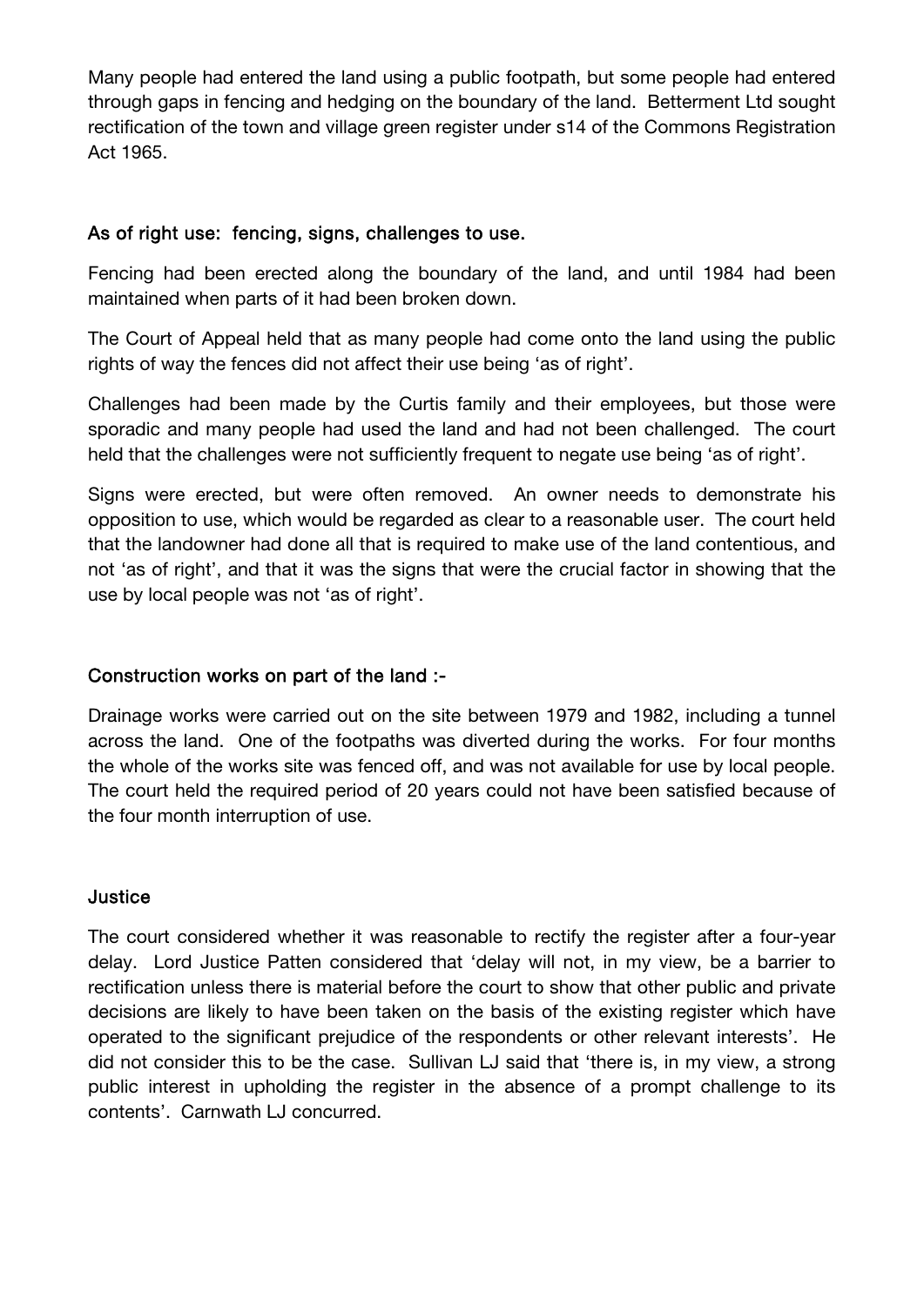Many people had entered the land using a public footpath, but some people had entered through gaps in fencing and hedging on the boundary of the land. Betterment Ltd sought rectification of the town and village green register under s14 of the Commons Registration Act 1965.

## As of right use: fencing, signs, challenges to use.

Fencing had been erected along the boundary of the land, and until 1984 had been maintained when parts of it had been broken down.

The Court of Appeal held that as many people had come onto the land using the public rights of way the fences did not affect their use being 'as of right'.

Challenges had been made by the Curtis family and their employees, but those were sporadic and many people had used the land and had not been challenged. The court held that the challenges were not sufficiently frequent to negate use being 'as of right'.

Signs were erected, but were often removed. An owner needs to demonstrate his opposition to use, which would be regarded as clear to a reasonable user. The court held that the landowner had done all that is required to make use of the land contentious, and not 'as of right', and that it was the signs that were the crucial factor in showing that the use by local people was not 'as of right'.

## Construction works on part of the land :-

Drainage works were carried out on the site between 1979 and 1982, including a tunnel across the land. One of the footpaths was diverted during the works. For four months the whole of the works site was fenced off, and was not available for use by local people. The court held the required period of 20 years could not have been satisfied because of the four month interruption of use.

## Justice

The court considered whether it was reasonable to rectify the register after a four-year delay. Lord Justice Patten considered that 'delay will not, in my view, be a barrier to rectification unless there is material before the court to show that other public and private decisions are likely to have been taken on the basis of the existing register which have operated to the significant prejudice of the respondents or other relevant interests'. He did not consider this to be the case. Sullivan LJ said that 'there is, in my view, a strong public interest in upholding the register in the absence of a prompt challenge to its contents'. Carnwath LJ concurred.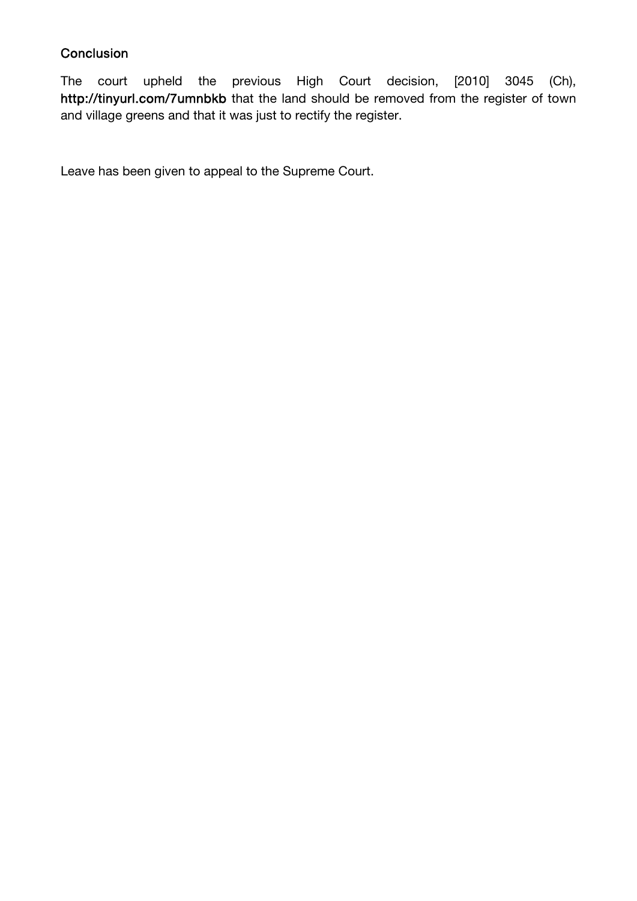## Conclusion

The court upheld the previous High Court decision, [2010] 3045 (Ch), **http://tinyurl.com/7umnbkb** that the land should be removed from the register of town and village greens and that it was just to rectify the register.

Leave has been given to appeal to the Supreme Court.